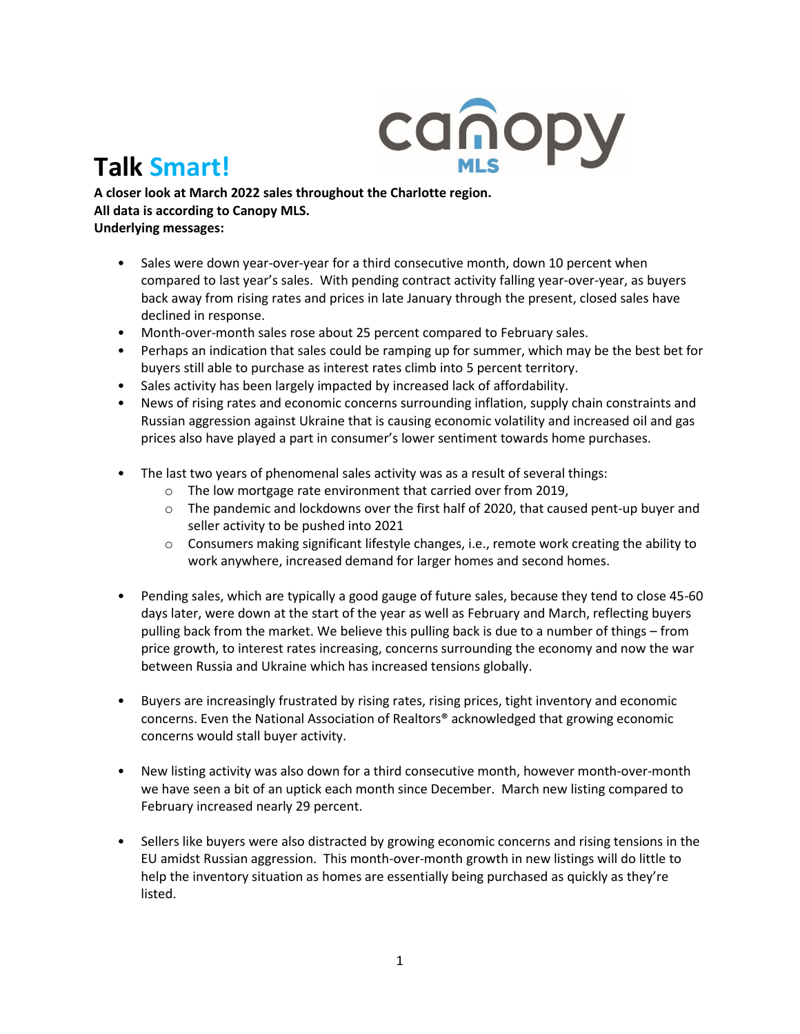# Talk Smart!

canopy MLS

**A closer look at March 2022 sales throughout the Charlotte region.**
**All data is according to Canopy MLS.**
**Underlying messages:**

- Sales were down year-over-year for a third consecutive month, down 10 percent when compared to last year's sales. With pending contract activity falling year-over-year, as buyers back away from rising rates and prices in late January through the present, closed sales have declined in response.
- Month-over-month sales rose about 25 percent compared to February sales.
- Perhaps an indication that sales could be ramping up for summer, which may be the best bet for buyers still able to purchase as interest rates climb into 5 percent territory.
- Sales activity has been largely impacted by increased lack of affordability.
- News of rising rates and economic concerns surrounding inflation, supply chain constraints and Russian aggression against Ukraine that is causing economic volatility and increased oil and gas prices also have played a part in consumer's lower sentiment towards home purchases.

- The last two years of phenomenal sales activity was as a result of several things:
  - The low mortgage rate environment that carried over from 2019,
  - The pandemic and lockdowns over the first half of 2020, that caused pent-up buyer and seller activity to be pushed into 2021
  - Consumers making significant lifestyle changes, i.e., remote work creating the ability to work anywhere, increased demand for larger homes and second homes.

- Pending sales, which are typically a good gauge of future sales, because they tend to close 45-60 days later, were down at the start of the year as well as February and March, reflecting buyers pulling back from the market. We believe this pulling back is due to a number of things – from price growth, to interest rates increasing, concerns surrounding the economy and now the war between Russia and Ukraine which has increased tensions globally.

- Buyers are increasingly frustrated by rising rates, rising prices, tight inventory and economic concerns. Even the National Association of Realtors® acknowledged that growing economic concerns would stall buyer activity.

- New listing activity was also down for a third consecutive month, however month-over-month we have seen a bit of an uptick each month since December. March new listing compared to February increased nearly 29 percent.

- Sellers like buyers were also distracted by growing economic concerns and rising tensions in the EU amidst Russian aggression. This month-over-month growth in new listings will do little to help the inventory situation as homes are essentially being purchased as quickly as they're listed.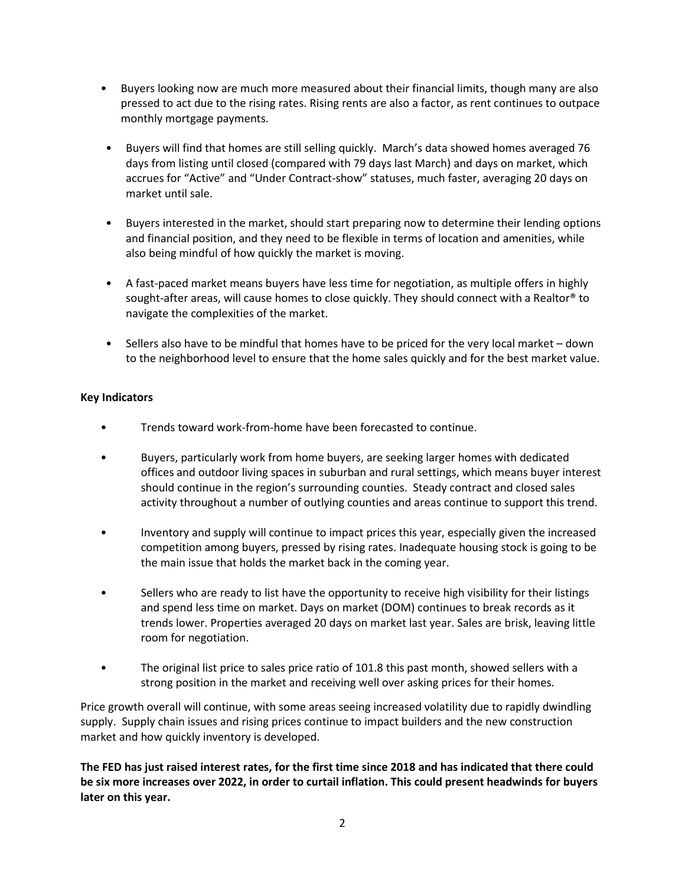- Buyers looking now are much more measured about their financial limits, though many are also pressed to act due to the rising rates. Rising rents are also a factor, as rent continues to outpace monthly mortgage payments.
- Buyers will find that homes are still selling quickly. March's data showed homes averaged 76 days from listing until closed (compared with 79 days last March) and days on market, which accrues for "Active" and "Under Contract-show" statuses, much faster, averaging 20 days on market until sale.
- Buyers interested in the market, should start preparing now to determine their lending options and financial position, and they need to be flexible in terms of location and amenities, while also being mindful of how quickly the market is moving.
- A fast-paced market means buyers have less time for negotiation, as multiple offers in highly sought-after areas, will cause homes to close quickly. They should connect with a Realtor® to navigate the complexities of the market.
- Sellers also have to be mindful that homes have to be priced for the very local market – down to the neighborhood level to ensure that the home sales quickly and for the best market value.

**Key Indicators**

- Trends toward work-from-home have been forecasted to continue.
- Buyers, particularly work from home buyers, are seeking larger homes with dedicated offices and outdoor living spaces in suburban and rural settings, which means buyer interest should continue in the region's surrounding counties. Steady contract and closed sales activity throughout a number of outlying counties and areas continue to support this trend.
- Inventory and supply will continue to impact prices this year, especially given the increased competition among buyers, pressed by rising rates. Inadequate housing stock is going to be the main issue that holds the market back in the coming year.
- Sellers who are ready to list have the opportunity to receive high visibility for their listings and spend less time on market. Days on market (DOM) continues to break records as it trends lower. Properties averaged 20 days on market last year. Sales are brisk, leaving little room for negotiation.
- The original list price to sales price ratio of 101.8 this past month, showed sellers with a strong position in the market and receiving well over asking prices for their homes.

Price growth overall will continue, with some areas seeing increased volatility due to rapidly dwindling supply. Supply chain issues and rising prices continue to impact builders and the new construction market and how quickly inventory is developed.

**The FED has just raised interest rates, for the first time since 2018 and has indicated that there could be six more increases over 2022, in order to curtail inflation. This could present headwinds for buyers later on this year.**